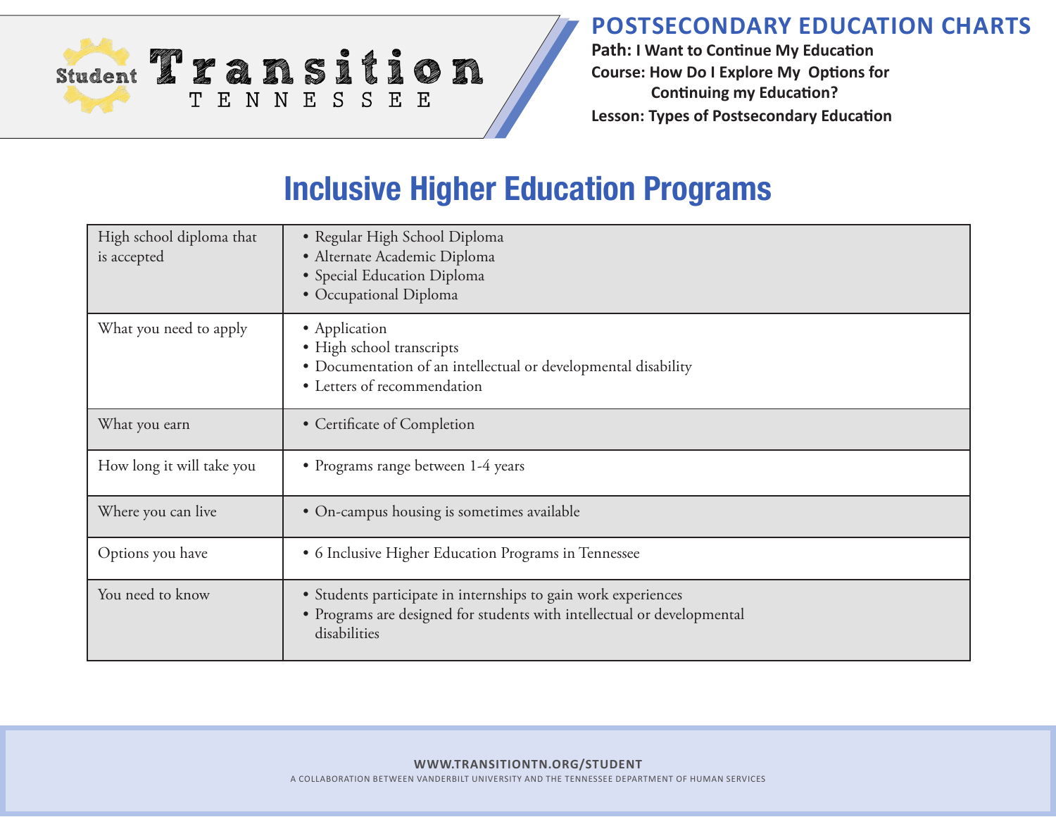# POSTSECONDARY EDUCATION CHARTS

**Path: I Want to Continue My Education**

**Course: How Do I Explore My Options for Continuing my Education?**

**Lesson: Types of Postsecondary Education**

## Inclusive Higher Education Programs

| | |
|---|---|
| High school diploma that is accepted | • Regular High School Diploma<br>• Alternate Academic Diploma<br>• Special Education Diploma<br>• Occupational Diploma |
| What you need to apply | • Application<br>• High school transcripts<br>• Documentation of an intellectual or developmental disability<br>• Letters of recommendation |
| What you earn | • Certificate of Completion |
| How long it will take you | • Programs range between 1-4 years |
| Where you can live | • On-campus housing is sometimes available |
| Options you have | • 6 Inclusive Higher Education Programs in Tennessee |
| You need to know | • Students participate in internships to gain work experiences<br>• Programs are designed for students with intellectual or developmental disabilities |

WWW.TRANSITIONTN.ORG/STUDENT

A COLLABORATION BETWEEN VANDERBILT UNIVERSITY AND THE TENNESSEE DEPARTMENT OF HUMAN SERVICES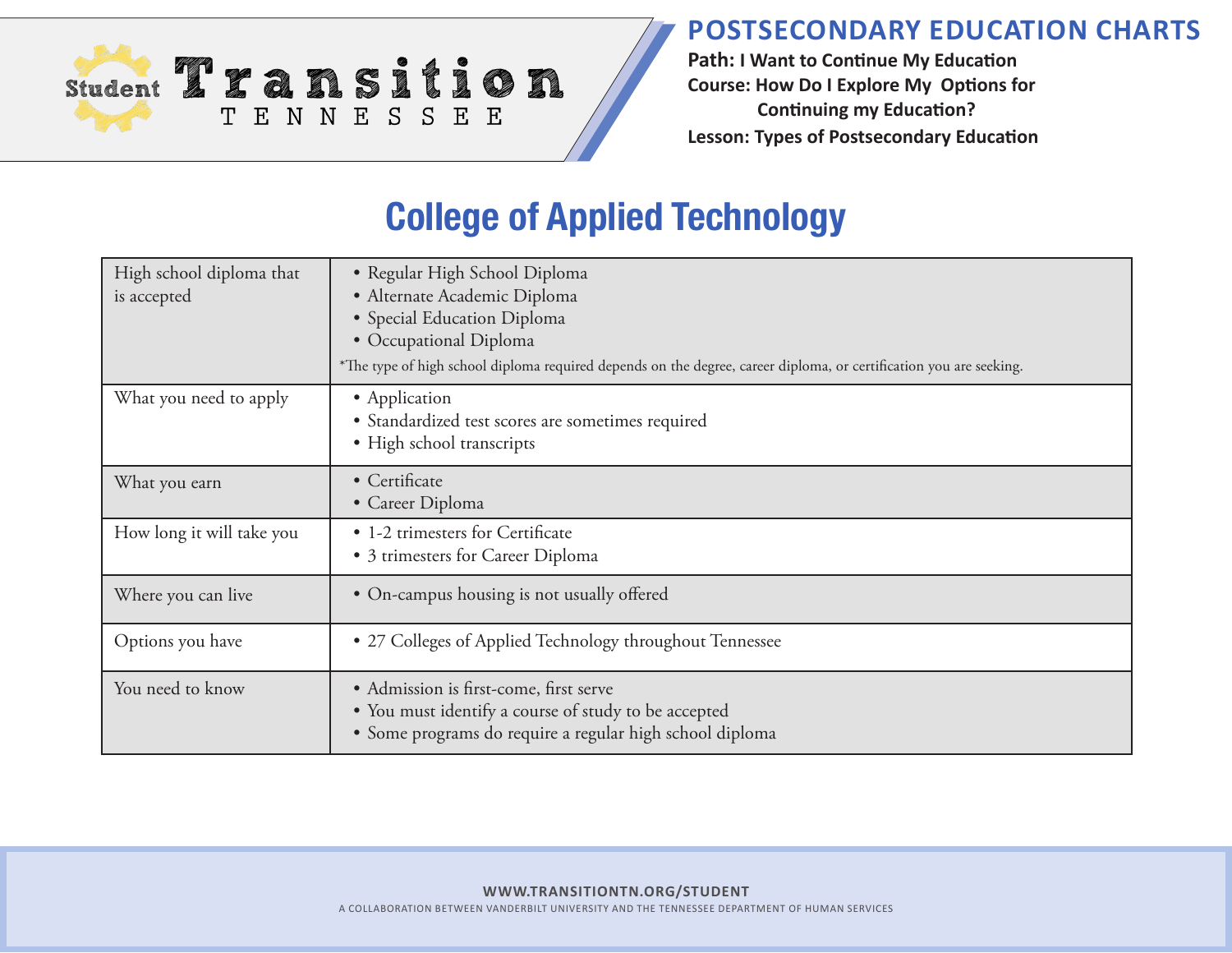# POSTSECONDARY EDUCATION CHARTS

**Path: I Want to Continue My Education**
**Course: How Do I Explore My Options for Continuing my Education?**
**Lesson: Types of Postsecondary Education**

## College of Applied Technology

| | |
|---|---|
| High school diploma that is accepted | • Regular High School Diploma<br>• Alternate Academic Diploma<br>• Special Education Diploma<br>• Occupational Diploma<br>*The type of high school diploma required depends on the degree, career diploma, or certification you are seeking. |
| What you need to apply | • Application<br>• Standardized test scores are sometimes required<br>• High school transcripts |
| What you earn | • Certificate<br>• Career Diploma |
| How long it will take you | • 1-2 trimesters for Certificate<br>• 3 trimesters for Career Diploma |
| Where you can live | • On-campus housing is not usually offered |
| Options you have | • 27 Colleges of Applied Technology throughout Tennessee |
| You need to know | • Admission is first-come, first serve<br>• You must identify a course of study to be accepted<br>• Some programs do require a regular high school diploma |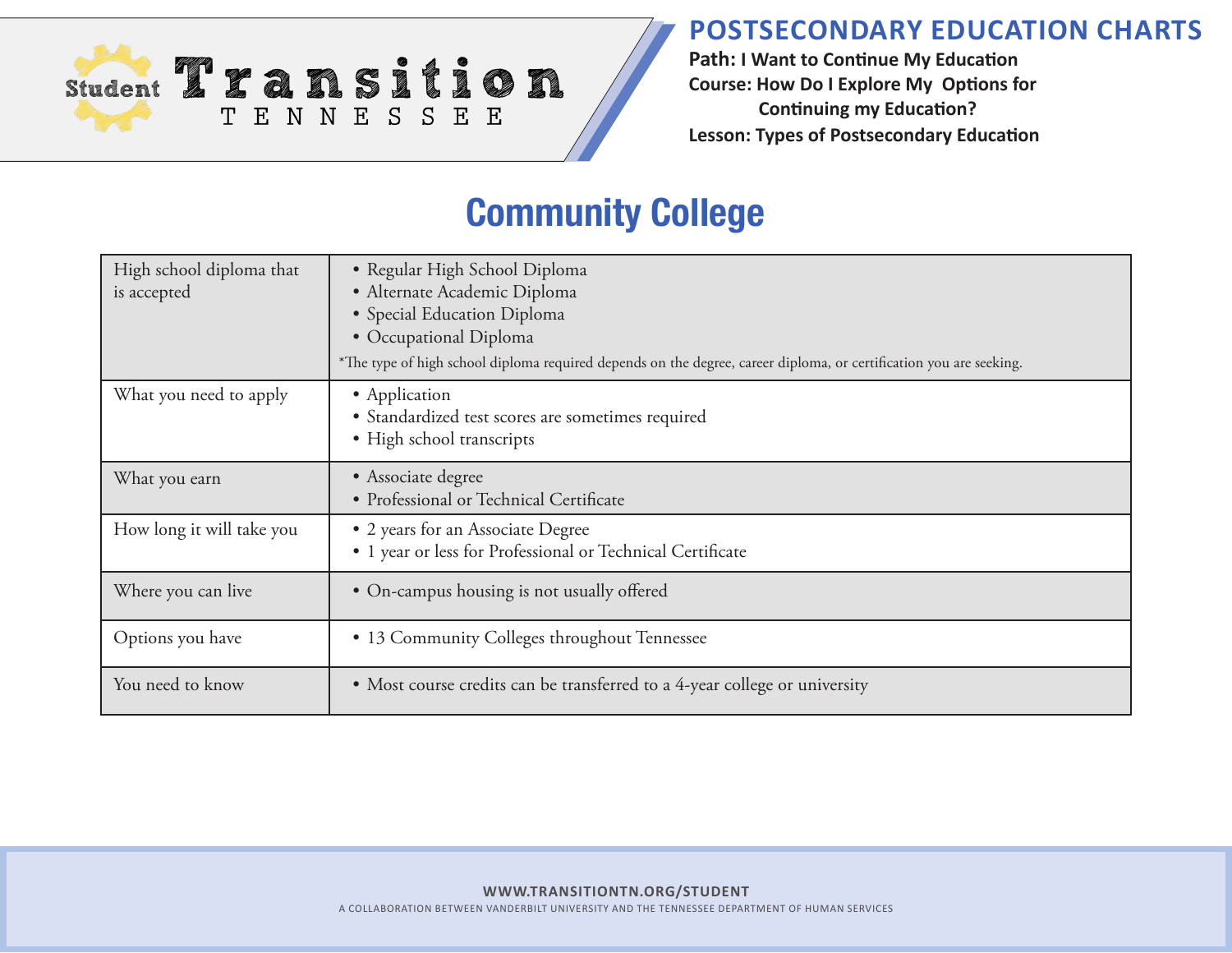**POSTSECONDARY EDUCATION CHARTS**

**Path: I Want to Continue My Education**

**Course: How Do I Explore My Options for Continuing my Education?**

**Lesson: Types of Postsecondary Education**

# Community College

| | |
|---|---|
| High school diploma that is accepted | • Regular High School Diploma<br>• Alternate Academic Diploma<br>• Special Education Diploma<br>• Occupational Diploma<br>*The type of high school diploma required depends on the degree, career diploma, or certification you are seeking. |
| What you need to apply | • Application<br>• Standardized test scores are sometimes required<br>• High school transcripts |
| What you earn | • Associate degree<br>• Professional or Technical Certificate |
| How long it will take you | • 2 years for an Associate Degree<br>• 1 year or less for Professional or Technical Certificate |
| Where you can live | • On-campus housing is not usually offered |
| Options you have | • 13 Community Colleges throughout Tennessee |
| You need to know | • Most course credits can be transferred to a 4-year college or university |

**WWW.TRANSITIONTN.ORG/STUDENT**

A COLLABORATION BETWEEN VANDERBILT UNIVERSITY AND THE TENNESSEE DEPARTMENT OF HUMAN SERVICES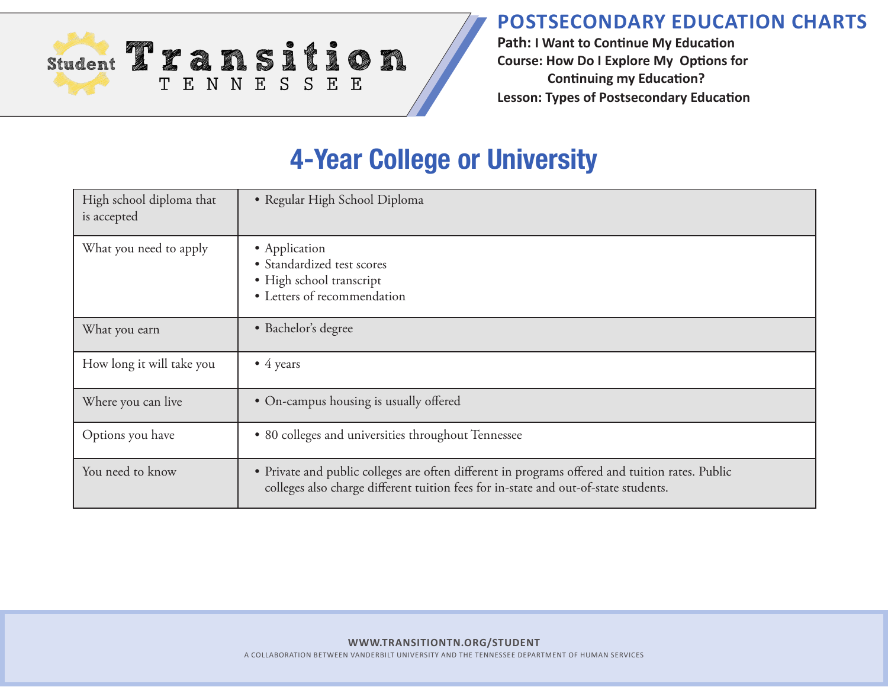# POSTSECONDARY EDUCATION CHARTS

**Path: I Want to Continue My Education**
**Course: How Do I Explore My Options for Continuing my Education?**
**Lesson: Types of Postsecondary Education**

## 4-Year College or University

| | |
|---|---|
| High school diploma that is accepted | • Regular High School Diploma |
| What you need to apply | • Application<br>• Standardized test scores<br>• High school transcript<br>• Letters of recommendation |
| What you earn | • Bachelor's degree |
| How long it will take you | • 4 years |
| Where you can live | • On-campus housing is usually offered |
| Options you have | • 80 colleges and universities throughout Tennessee |
| You need to know | • Private and public colleges are often different in programs offered and tuition rates. Public colleges also charge different tuition fees for in-state and out-of-state students. |

WWW.TRANSITIONTN.ORG/STUDENT

A COLLABORATION BETWEEN VANDERBILT UNIVERSITY AND THE TENNESSEE DEPARTMENT OF HUMAN SERVICES